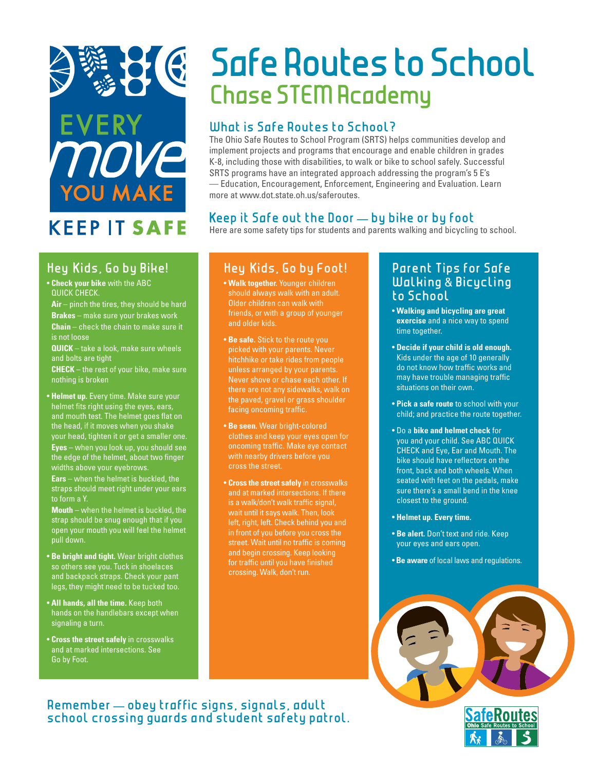EVERY move YOU MAKE

KEEP IT SAFE

# Safe Routes to School

## Chase STEM Academy

### What is Safe Routes to School?

The Ohio Safe Routes to School Program (SRTS) helps communities develop and implement projects and programs that encourage and enable children in grades K-8, including those with disabilities, to walk or bike to school safely. Successful SRTS programs have an integrated approach addressing the program's 5 E's — Education, Encouragement, Enforcement, Engineering and Evaluation. Learn more at www.dot.state.oh.us/saferoutes.

### Keep it Safe out the Door — by bike or by foot

Here are some safety tips for students and parents walking and bicycling to school.

### Hey Kids, Go by Bike!

- **Check your bike** with the ABC QUICK CHECK.
  **Air** – pinch the tires, they should be hard
  **Brakes** – make sure your brakes work
  **Chain** – check the chain to make sure it is not loose
  **QUICK** – take a look, make sure wheels and bolts are tight
  **CHECK** – the rest of your bike, make sure nothing is broken
- **Helmet up.** Every time. Make sure your helmet fits right using the eyes, ears, and mouth test. The helmet goes flat on the head, if it moves when you shake your head, tighten it or get a smaller one.
  **Eyes** – when you look up, you should see the edge of the helmet, about two finger widths above your eyebrows.
  **Ears** – when the helmet is buckled, the straps should meet right under your ears to form a Y.
  **Mouth** – when the helmet is buckled, the strap should be snug enough that if you open your mouth you will feel the helmet pull down.
- **Be bright and tight.** Wear bright clothes so others see you. Tuck in shoelaces and backpack straps. Check your pant legs, they might need to be tucked too.
- **All hands, all the time.** Keep both hands on the handlebars except when signaling a turn.
- **Cross the street safely** in crosswalks and at marked intersections. See Go by Foot.

### Hey Kids, Go by Foot!

- **Walk together.** Younger children should always walk with an adult. Older children can walk with friends, or with a group of younger and older kids.
- **Be safe.** Stick to the route you picked with your parents. Never hitchhike or take rides from people unless arranged by your parents. Never shove or chase each other. If there are not any sidewalks, walk on the paved, gravel or grass shoulder facing oncoming traffic.
- **Be seen.** Wear bright-colored clothes and keep your eyes open for oncoming traffic. Make eye contact with nearby drivers before you cross the street.
- **Cross the street safely** in crosswalks and at marked intersections. If there is a walk/don't walk traffic signal, wait until it says walk. Then, look left, right, left. Check behind you and in front of you before you cross the street. Wait until no traffic is coming and begin crossing. Keep looking for traffic until you have finished crossing. Walk, don't run.

### Parent Tips for Safe Walking & Bicycling to School

- **Walking and bicycling are great exercise** and a nice way to spend time together.
- **Decide if your child is old enough.** Kids under the age of 10 generally do not know how traffic works and may have trouble managing traffic situations on their own.
- **Pick a safe route** to school with your child; and practice the route together.
- Do a **bike and helmet check** for you and your child. See ABC QUICK CHECK and Eye, Ear and Mouth. The bike should have reflectors on the front, back and both wheels. When seated with feet on the pedals, make sure there's a small bend in the knee closest to the ground.
- **Helmet up. Every time.**
- **Be alert.** Don't text and ride. Keep your eyes and ears open.
- **Be aware** of local laws and regulations.

**Remember — obey traffic signs, signals, adult school crossing guards and student safety patrol.**

SafeRoutes — Ohio Safe Routes to School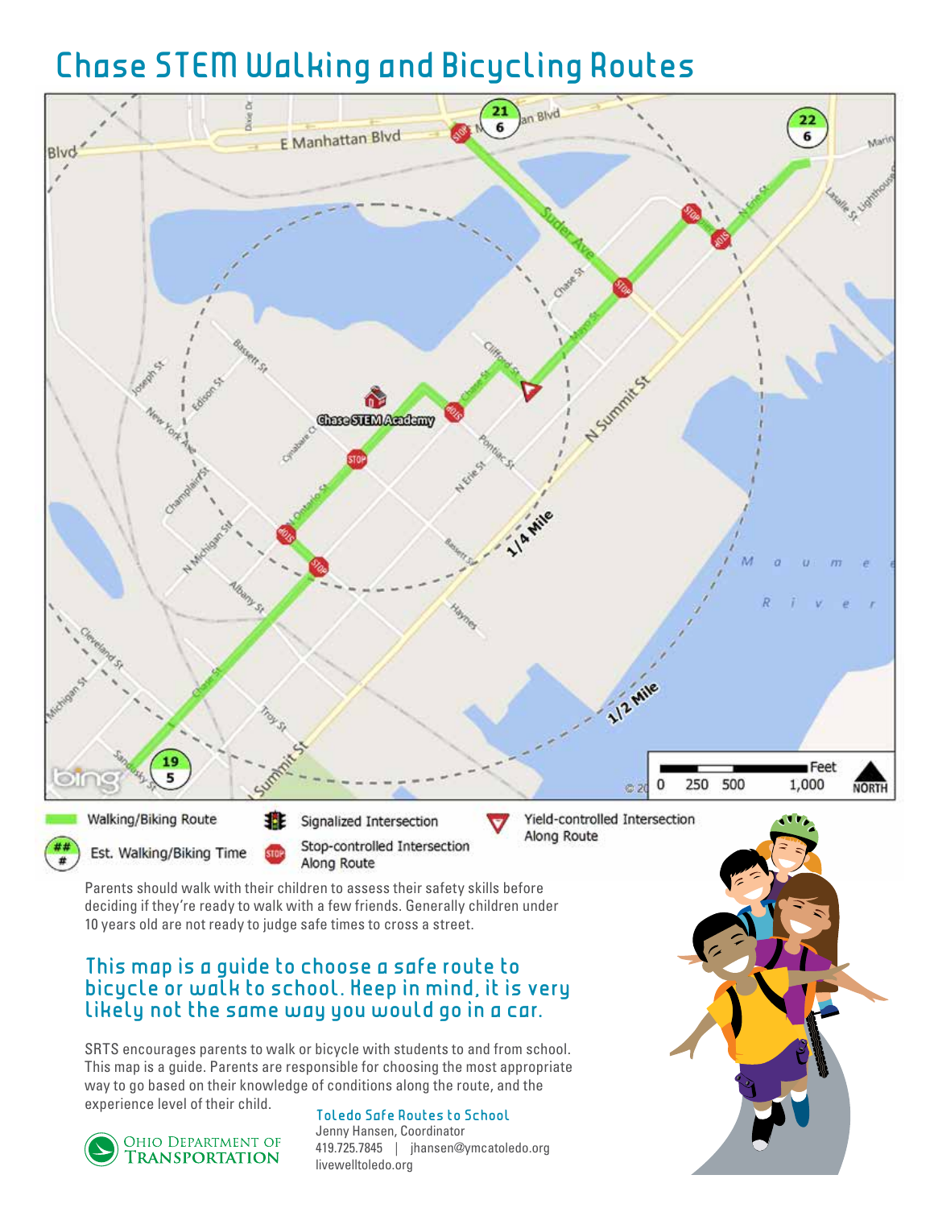# Chase STEM Walking and Bicycling Routes

Walking/Biking Route

Est. Walking/Biking Time

Signalized Intersection

Stop-controlled Intersection Along Route

Yield-controlled Intersection Along Route

Parents should walk with their children to assess their safety skills before deciding if they're ready to walk with a few friends. Generally children under 10 years old are not ready to judge safe times to cross a street.

## This map is a guide to choose a safe route to bicycle or walk to school. Keep in mind, it is very likely not the same way you would go in a car.

SRTS encourages parents to walk or bicycle with students to and from school. This map is a guide. Parents are responsible for choosing the most appropriate way to go based on their knowledge of conditions along the route, and the experience level of their child.

Ohio Department of Transportation

**Toledo Safe Routes to School**
Jenny Hansen, Coordinator
419.725.7845 | jhansen@ymcatoledo.org
livewelltoledo.org